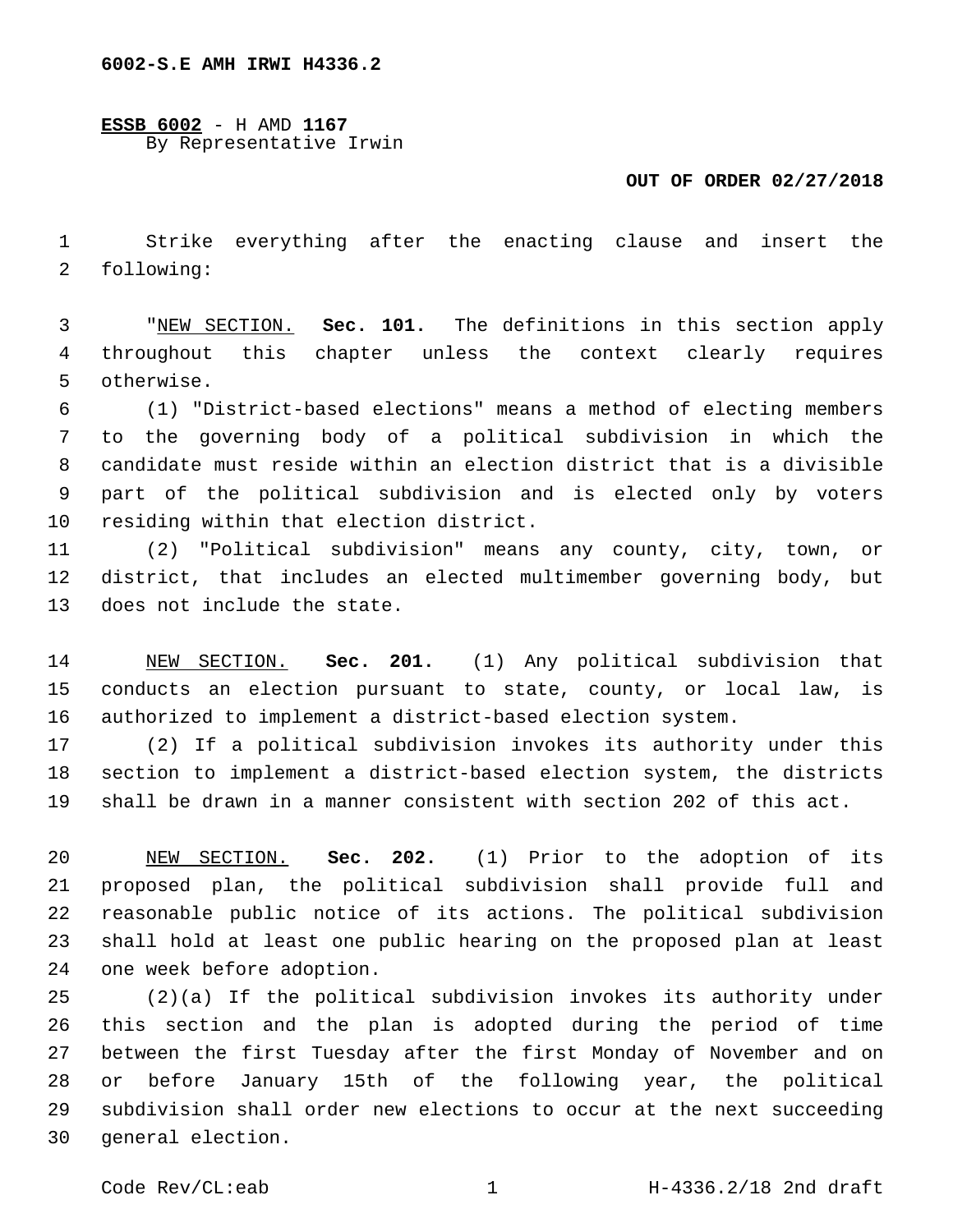6002-S.E AMH IRWI H4336.2

**ESSB 6002** - H AMD **1167**
By Representative Irwin

**OUT OF ORDER 02/27/2018**

Strike everything after the enacting clause and insert the following:

"NEW SECTION. **Sec. 101.** The definitions in this section apply throughout this chapter unless the context clearly requires otherwise.

(1) "District-based elections" means a method of electing members to the governing body of a political subdivision in which the candidate must reside within an election district that is a divisible part of the political subdivision and is elected only by voters residing within that election district.

(2) "Political subdivision" means any county, city, town, or district, that includes an elected multimember governing body, but does not include the state.

NEW SECTION. **Sec. 201.** (1) Any political subdivision that conducts an election pursuant to state, county, or local law, is authorized to implement a district-based election system.

(2) If a political subdivision invokes its authority under this section to implement a district-based election system, the districts shall be drawn in a manner consistent with section 202 of this act.

NEW SECTION. **Sec. 202.** (1) Prior to the adoption of its proposed plan, the political subdivision shall provide full and reasonable public notice of its actions. The political subdivision shall hold at least one public hearing on the proposed plan at least one week before adoption.

(2)(a) If the political subdivision invokes its authority under this section and the plan is adopted during the period of time between the first Tuesday after the first Monday of November and on or before January 15th of the following year, the political subdivision shall order new elections to occur at the next succeeding general election.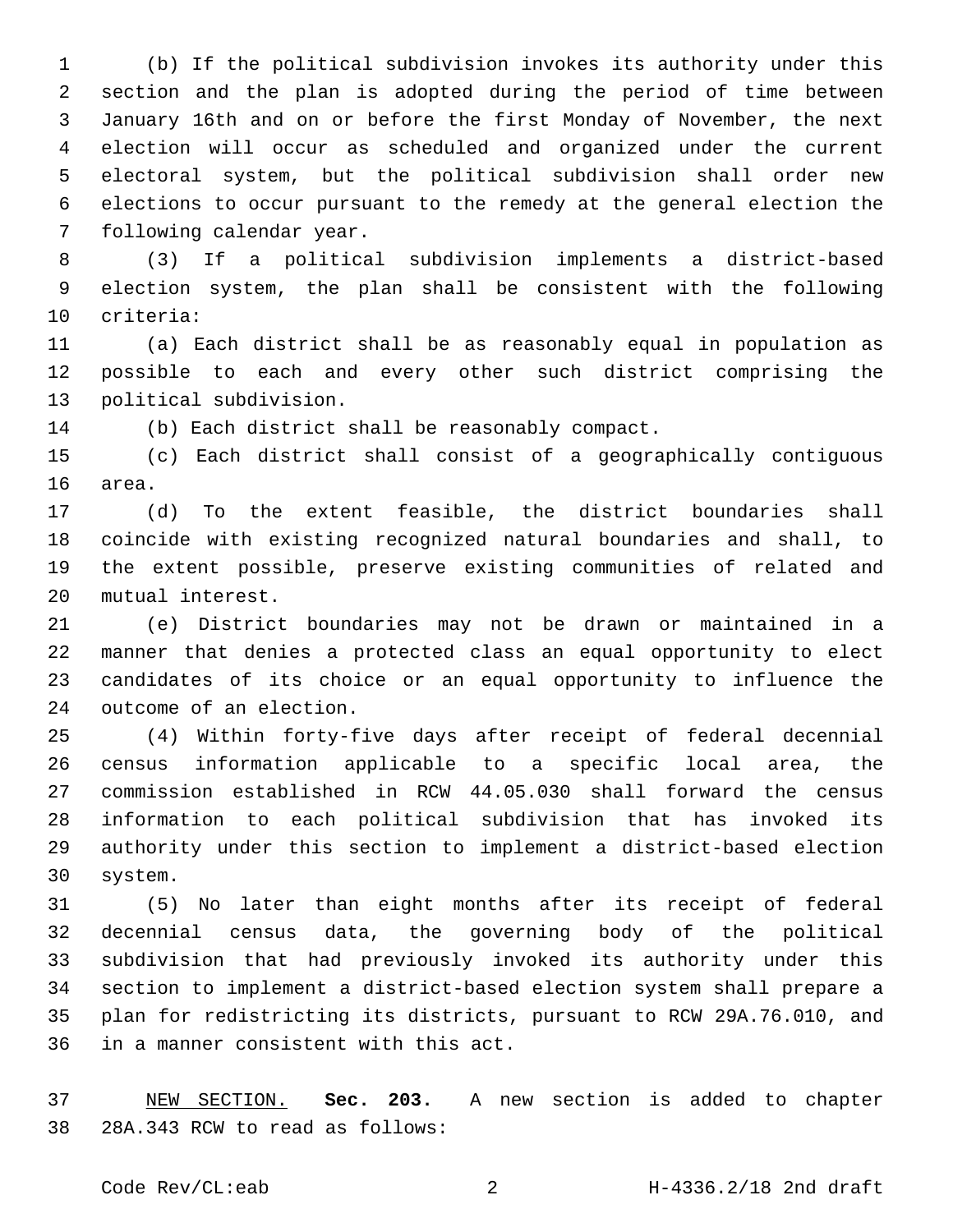(b) If the political subdivision invokes its authority under this section and the plan is adopted during the period of time between January 16th and on or before the first Monday of November, the next election will occur as scheduled and organized under the current electoral system, but the political subdivision shall order new elections to occur pursuant to the remedy at the general election the following calendar year.

(3) If a political subdivision implements a district-based election system, the plan shall be consistent with the following criteria:

(a) Each district shall be as reasonably equal in population as possible to each and every other such district comprising the political subdivision.

(b) Each district shall be reasonably compact.

(c) Each district shall consist of a geographically contiguous area.

(d) To the extent feasible, the district boundaries shall coincide with existing recognized natural boundaries and shall, to the extent possible, preserve existing communities of related and mutual interest.

(e) District boundaries may not be drawn or maintained in a manner that denies a protected class an equal opportunity to elect candidates of its choice or an equal opportunity to influence the outcome of an election.

(4) Within forty-five days after receipt of federal decennial census information applicable to a specific local area, the commission established in RCW 44.05.030 shall forward the census information to each political subdivision that has invoked its authority under this section to implement a district-based election system.

(5) No later than eight months after its receipt of federal decennial census data, the governing body of the political subdivision that had previously invoked its authority under this section to implement a district-based election system shall prepare a plan for redistricting its districts, pursuant to RCW 29A.76.010, and in a manner consistent with this act.

NEW SECTION. **Sec. 203.** A new section is added to chapter 28A.343 RCW to read as follows: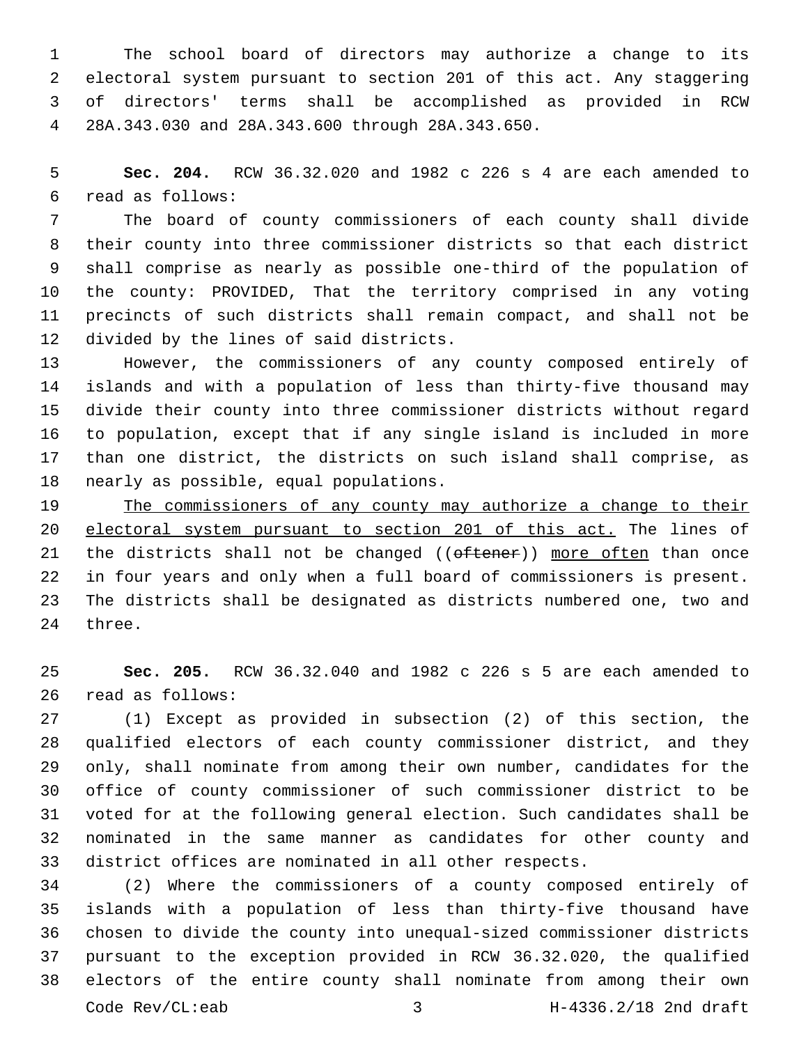The school board of directors may authorize a change to its electoral system pursuant to section 201 of this act. Any staggering of directors' terms shall be accomplished as provided in RCW 28A.343.030 and 28A.343.600 through 28A.343.650.

**Sec. 204.** RCW 36.32.020 and 1982 c 226 s 4 are each amended to read as follows:

The board of county commissioners of each county shall divide their county into three commissioner districts so that each district shall comprise as nearly as possible one-third of the population of the county: PROVIDED, That the territory comprised in any voting precincts of such districts shall remain compact, and shall not be divided by the lines of said districts.

However, the commissioners of any county composed entirely of islands and with a population of less than thirty-five thousand may divide their county into three commissioner districts without regard to population, except that if any single island is included in more than one district, the districts on such island shall comprise, as nearly as possible, equal populations.

<u>The commissioners of any county may authorize a change to their electoral system pursuant to section 201 of this act.</u> The lines of the districts shall not be changed ((~~oftener~~)) <u>more often</u> than once in four years and only when a full board of commissioners is present. The districts shall be designated as districts numbered one, two and three.

**Sec. 205.** RCW 36.32.040 and 1982 c 226 s 5 are each amended to read as follows:

(1) Except as provided in subsection (2) of this section, the qualified electors of each county commissioner district, and they only, shall nominate from among their own number, candidates for the office of county commissioner of such commissioner district to be voted for at the following general election. Such candidates shall be nominated in the same manner as candidates for other county and district offices are nominated in all other respects.

(2) Where the commissioners of a county composed entirely of islands with a population of less than thirty-five thousand have chosen to divide the county into unequal-sized commissioner districts pursuant to the exception provided in RCW 36.32.020, the qualified electors of the entire county shall nominate from among their own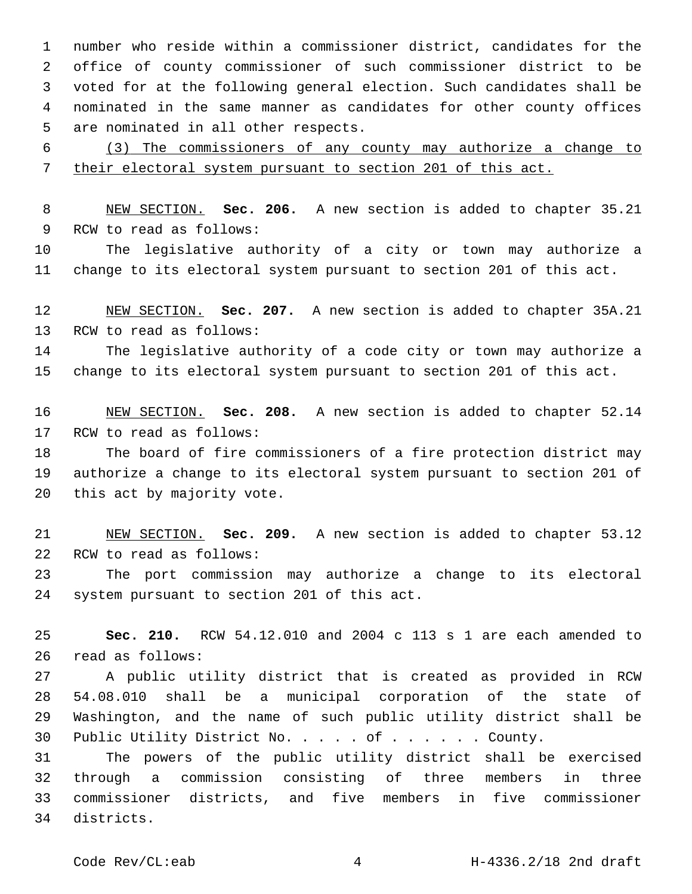number who reside within a commissioner district, candidates for the office of county commissioner of such commissioner district to be voted for at the following general election. Such candidates shall be nominated in the same manner as candidates for other county offices are nominated in all other respects.

(3) The commissioners of any county may authorize a change to their electoral system pursuant to section 201 of this act.

NEW SECTION. **Sec. 206.** A new section is added to chapter 35.21 RCW to read as follows:

The legislative authority of a city or town may authorize a change to its electoral system pursuant to section 201 of this act.

NEW SECTION. **Sec. 207.** A new section is added to chapter 35A.21 RCW to read as follows:

The legislative authority of a code city or town may authorize a change to its electoral system pursuant to section 201 of this act.

NEW SECTION. **Sec. 208.** A new section is added to chapter 52.14 RCW to read as follows:

The board of fire commissioners of a fire protection district may authorize a change to its electoral system pursuant to section 201 of this act by majority vote.

NEW SECTION. **Sec. 209.** A new section is added to chapter 53.12 RCW to read as follows:

The port commission may authorize a change to its electoral system pursuant to section 201 of this act.

**Sec. 210.** RCW 54.12.010 and 2004 c 113 s 1 are each amended to read as follows:

A public utility district that is created as provided in RCW 54.08.010 shall be a municipal corporation of the state of Washington, and the name of such public utility district shall be Public Utility District No. . . . . of . . . . . . County.

The powers of the public utility district shall be exercised through a commission consisting of three members in three commissioner districts, and five members in five commissioner districts.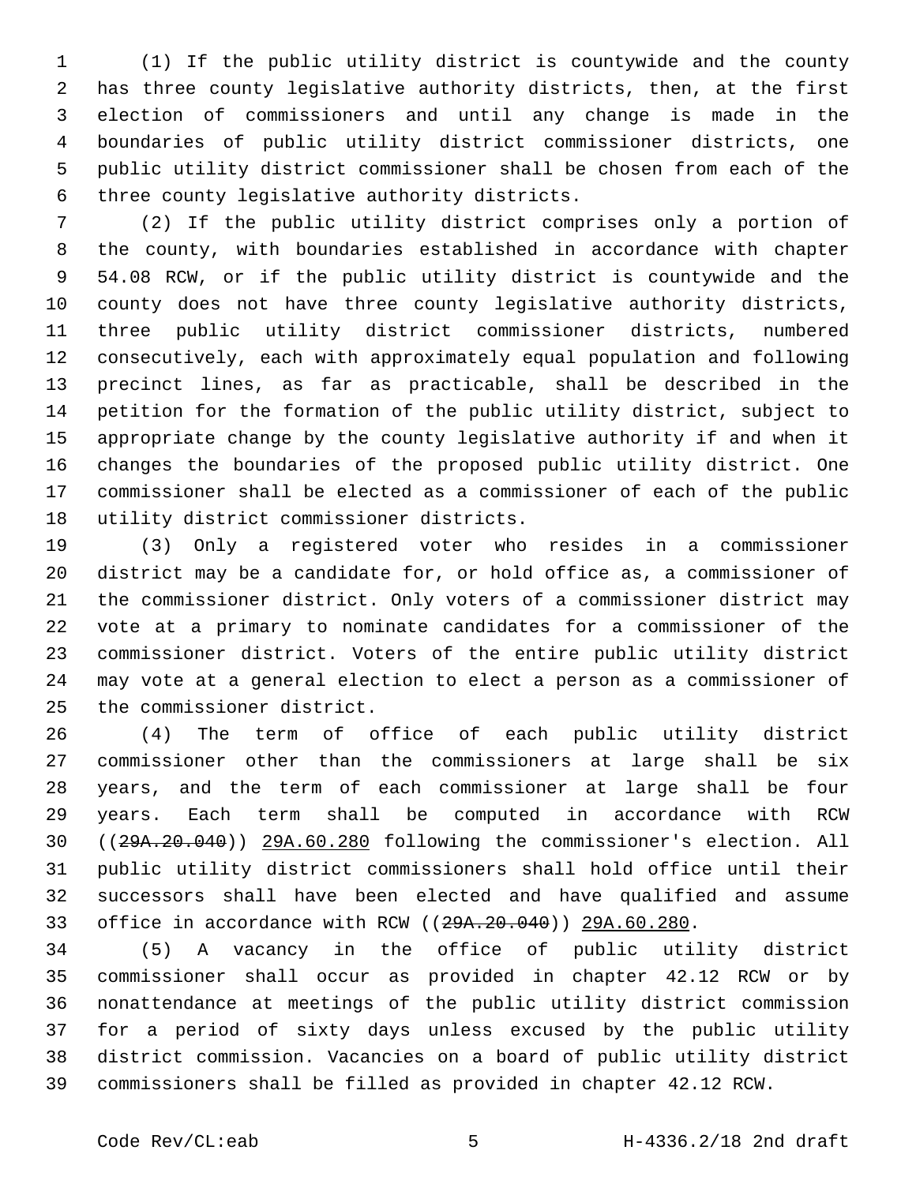(1) If the public utility district is countywide and the county has three county legislative authority districts, then, at the first election of commissioners and until any change is made in the boundaries of public utility district commissioner districts, one public utility district commissioner shall be chosen from each of the three county legislative authority districts.

(2) If the public utility district comprises only a portion of the county, with boundaries established in accordance with chapter 54.08 RCW, or if the public utility district is countywide and the county does not have three county legislative authority districts, three public utility district commissioner districts, numbered consecutively, each with approximately equal population and following precinct lines, as far as practicable, shall be described in the petition for the formation of the public utility district, subject to appropriate change by the county legislative authority if and when it changes the boundaries of the proposed public utility district. One commissioner shall be elected as a commissioner of each of the public utility district commissioner districts.

(3) Only a registered voter who resides in a commissioner district may be a candidate for, or hold office as, a commissioner of the commissioner district. Only voters of a commissioner district may vote at a primary to nominate candidates for a commissioner of the commissioner district. Voters of the entire public utility district may vote at a general election to elect a person as a commissioner of the commissioner district.

(4) The term of office of each public utility district commissioner other than the commissioners at large shall be six years, and the term of each commissioner at large shall be four years. Each term shall be computed in accordance with RCW ((~~29A.20.040~~)) <u>29A.60.280</u> following the commissioner's election. All public utility district commissioners shall hold office until their successors shall have been elected and have qualified and assume office in accordance with RCW ((~~29A.20.040~~)) <u>29A.60.280</u>.

(5) A vacancy in the office of public utility district commissioner shall occur as provided in chapter 42.12 RCW or by nonattendance at meetings of the public utility district commission for a period of sixty days unless excused by the public utility district commission. Vacancies on a board of public utility district commissioners shall be filled as provided in chapter 42.12 RCW.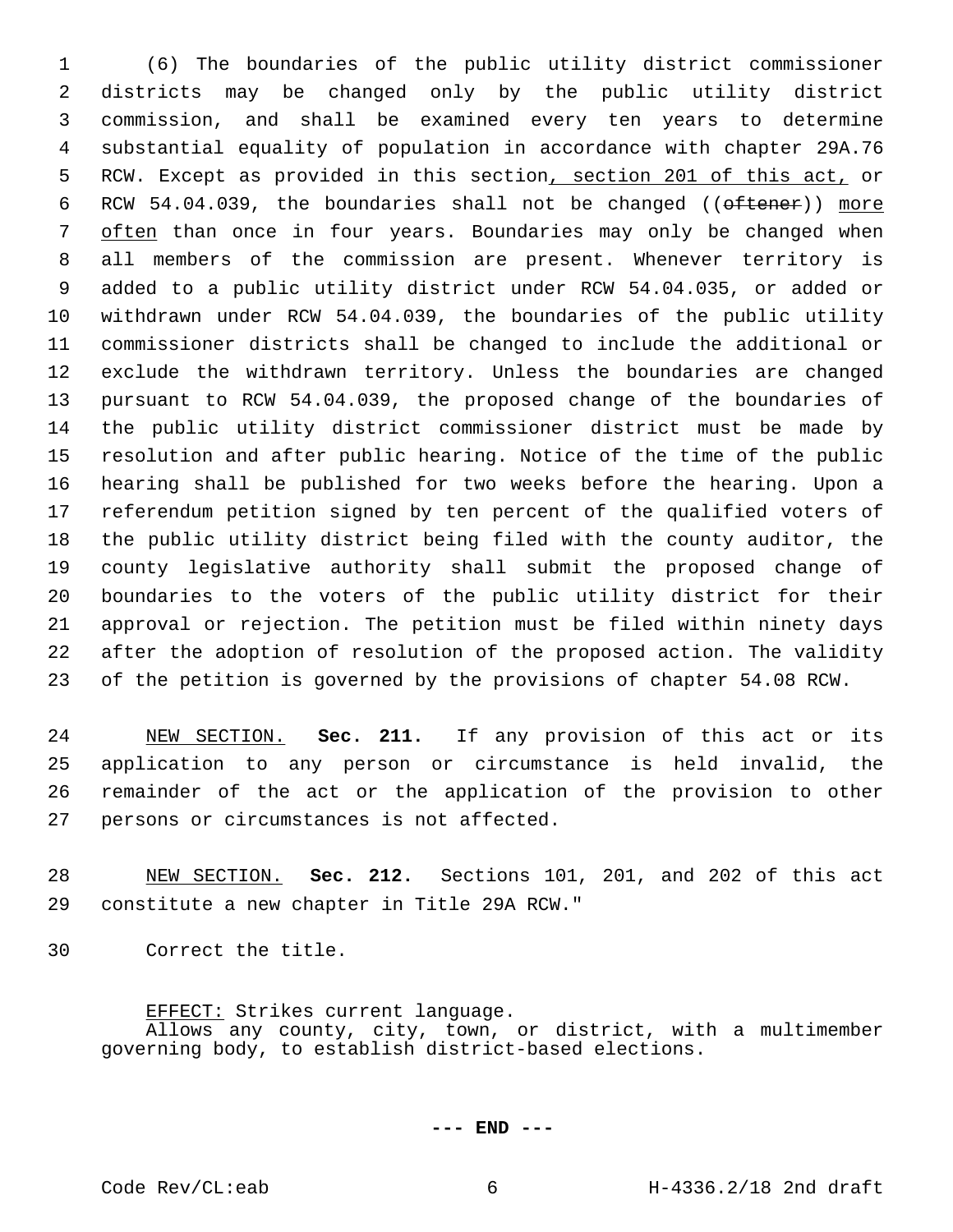(6) The boundaries of the public utility district commissioner districts may be changed only by the public utility district commission, and shall be examined every ten years to determine substantial equality of population in accordance with chapter 29A.76 RCW. Except as provided in this section, section 201 of this act, or RCW 54.04.039, the boundaries shall not be changed ((~~oftener~~)) more often than once in four years. Boundaries may only be changed when all members of the commission are present. Whenever territory is added to a public utility district under RCW 54.04.035, or added or withdrawn under RCW 54.04.039, the boundaries of the public utility commissioner districts shall be changed to include the additional or exclude the withdrawn territory. Unless the boundaries are changed pursuant to RCW 54.04.039, the proposed change of the boundaries of the public utility district commissioner district must be made by resolution and after public hearing. Notice of the time of the public hearing shall be published for two weeks before the hearing. Upon a referendum petition signed by ten percent of the qualified voters of the public utility district being filed with the county auditor, the county legislative authority shall submit the proposed change of boundaries to the voters of the public utility district for their approval or rejection. The petition must be filed within ninety days after the adoption of resolution of the proposed action. The validity of the petition is governed by the provisions of chapter 54.08 RCW.

NEW SECTION. **Sec. 211.** If any provision of this act or its application to any person or circumstance is held invalid, the remainder of the act or the application of the provision to other persons or circumstances is not affected.

NEW SECTION. **Sec. 212.** Sections 101, 201, and 202 of this act constitute a new chapter in Title 29A RCW."

Correct the title.

EFFECT: Strikes current language.
Allows any county, city, town, or district, with a multimember governing body, to establish district-based elections.

**--- END ---**